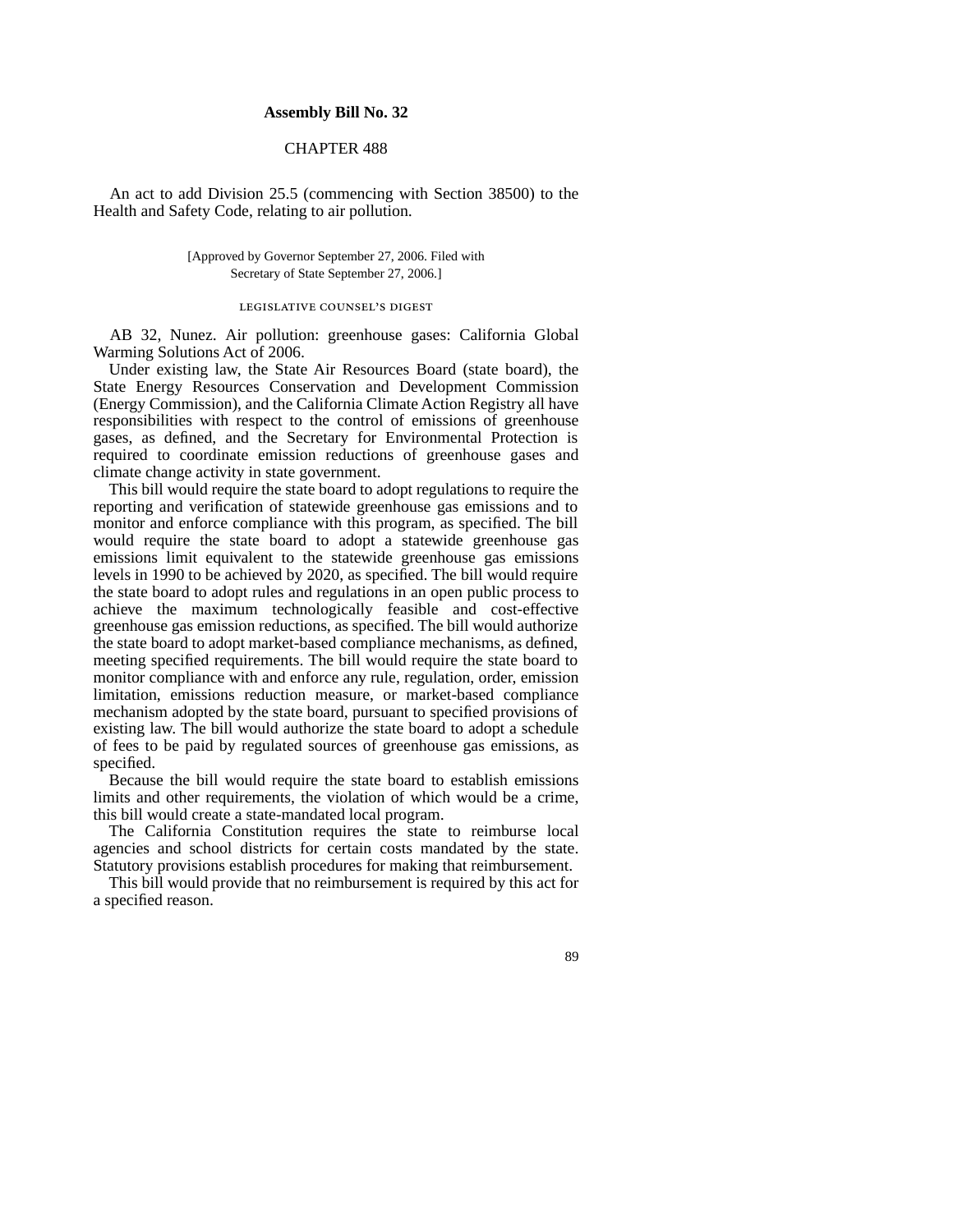**Assembly Bill No. 32**

CHAPTER 488

An act to add Division 25.5 (commencing with Section 38500) to the Health and Safety Code, relating to air pollution.

[Approved by Governor September 27, 2006. Filed with Secretary of State September 27, 2006.]

LEGISLATIVE COUNSEL'S DIGEST

AB 32, Nunez. Air pollution: greenhouse gases: California Global Warming Solutions Act of 2006.

Under existing law, the State Air Resources Board (state board), the State Energy Resources Conservation and Development Commission (Energy Commission), and the California Climate Action Registry all have responsibilities with respect to the control of emissions of greenhouse gases, as defined, and the Secretary for Environmental Protection is required to coordinate emission reductions of greenhouse gases and climate change activity in state government.

This bill would require the state board to adopt regulations to require the reporting and verification of statewide greenhouse gas emissions and to monitor and enforce compliance with this program, as specified. The bill would require the state board to adopt a statewide greenhouse gas emissions limit equivalent to the statewide greenhouse gas emissions levels in 1990 to be achieved by 2020, as specified. The bill would require the state board to adopt rules and regulations in an open public process to achieve the maximum technologically feasible and cost-effective greenhouse gas emission reductions, as specified. The bill would authorize the state board to adopt market-based compliance mechanisms, as defined, meeting specified requirements. The bill would require the state board to monitor compliance with and enforce any rule, regulation, order, emission limitation, emissions reduction measure, or market-based compliance mechanism adopted by the state board, pursuant to specified provisions of existing law. The bill would authorize the state board to adopt a schedule of fees to be paid by regulated sources of greenhouse gas emissions, as specified.

Because the bill would require the state board to establish emissions limits and other requirements, the violation of which would be a crime, this bill would create a state-mandated local program.

The California Constitution requires the state to reimburse local agencies and school districts for certain costs mandated by the state. Statutory provisions establish procedures for making that reimbursement.

This bill would provide that no reimbursement is required by this act for a specified reason.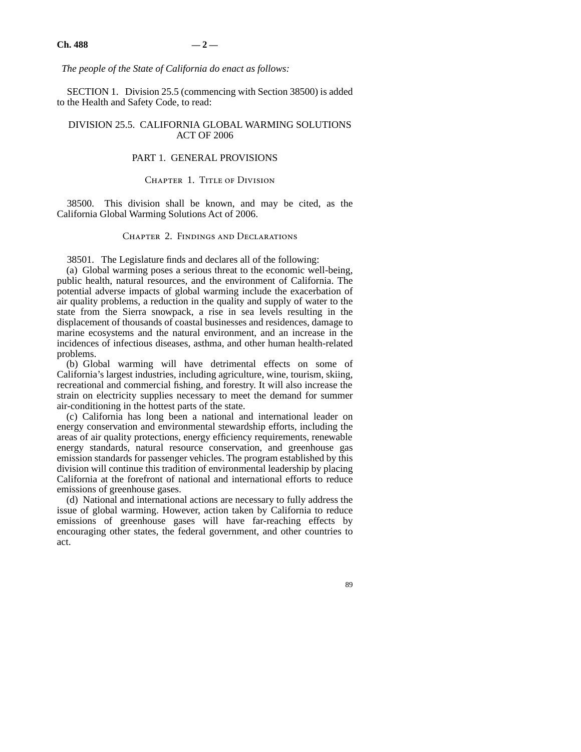*The people of the State of California do enact as follows:*

SECTION 1. Division 25.5 (commencing with Section 38500) is added to the Health and Safety Code, to read:

# DIVISION 25.5. CALIFORNIA GLOBAL WARMING SOLUTIONS ACT OF 2006

## PART 1. GENERAL PROVISIONS

### Chapter 1. Title of Division

38500. This division shall be known, and may be cited, as the California Global Warming Solutions Act of 2006.

### Chapter 2. Findings and Declarations

38501. The Legislature finds and declares all of the following:

(a) Global warming poses a serious threat to the economic well-being, public health, natural resources, and the environment of California. The potential adverse impacts of global warming include the exacerbation of air quality problems, a reduction in the quality and supply of water to the state from the Sierra snowpack, a rise in sea levels resulting in the displacement of thousands of coastal businesses and residences, damage to marine ecosystems and the natural environment, and an increase in the incidences of infectious diseases, asthma, and other human health-related problems.

(b) Global warming will have detrimental effects on some of California's largest industries, including agriculture, wine, tourism, skiing, recreational and commercial fishing, and forestry. It will also increase the strain on electricity supplies necessary to meet the demand for summer air-conditioning in the hottest parts of the state.

(c) California has long been a national and international leader on energy conservation and environmental stewardship efforts, including the areas of air quality protections, energy efficiency requirements, renewable energy standards, natural resource conservation, and greenhouse gas emission standards for passenger vehicles. The program established by this division will continue this tradition of environmental leadership by placing California at the forefront of national and international efforts to reduce emissions of greenhouse gases.

(d) National and international actions are necessary to fully address the issue of global warming. However, action taken by California to reduce emissions of greenhouse gases will have far-reaching effects by encouraging other states, the federal government, and other countries to act.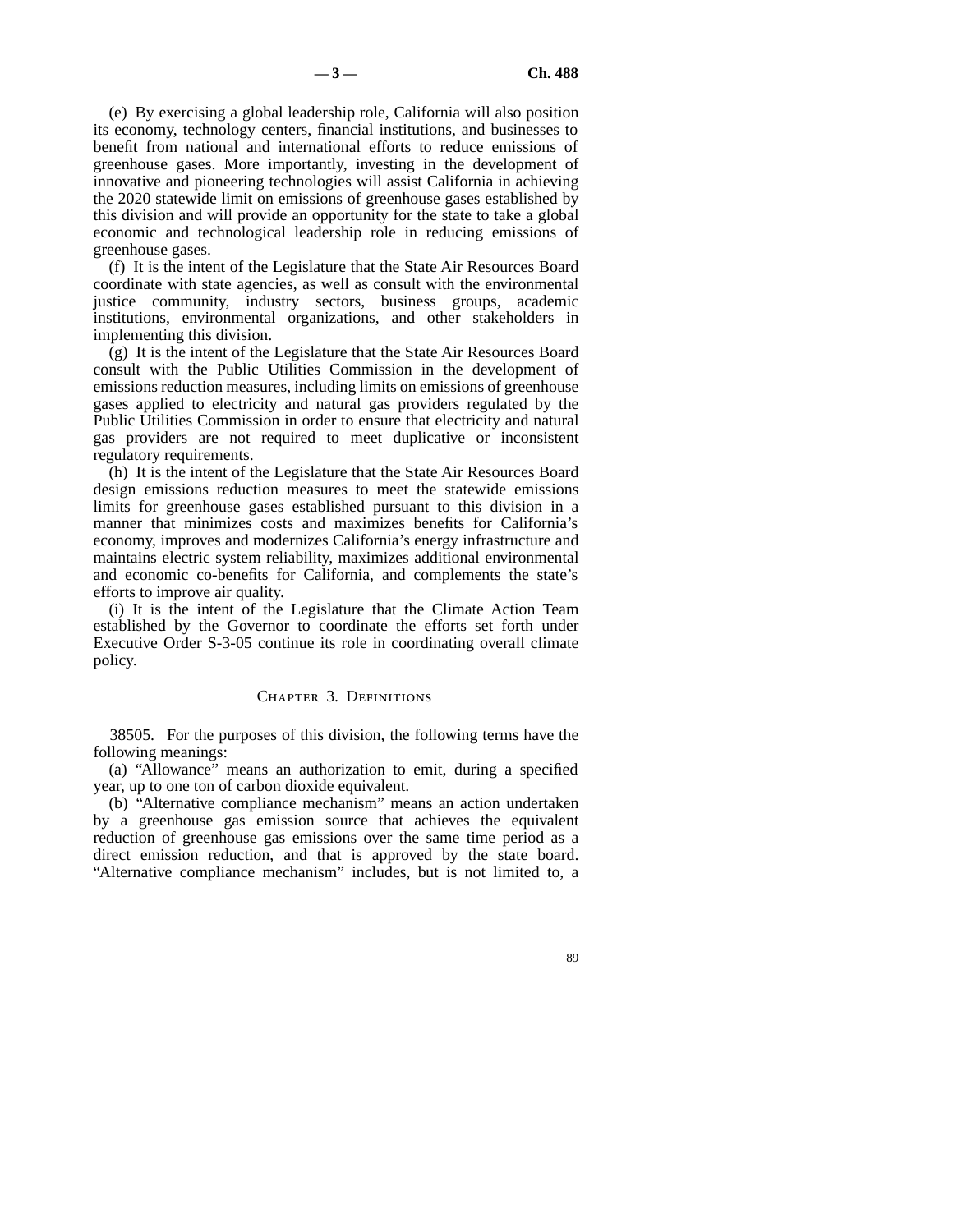(e) By exercising a global leadership role, California will also position its economy, technology centers, financial institutions, and businesses to benefit from national and international efforts to reduce emissions of greenhouse gases. More importantly, investing in the development of innovative and pioneering technologies will assist California in achieving the 2020 statewide limit on emissions of greenhouse gases established by this division and will provide an opportunity for the state to take a global economic and technological leadership role in reducing emissions of greenhouse gases.

(f) It is the intent of the Legislature that the State Air Resources Board coordinate with state agencies, as well as consult with the environmental justice community, industry sectors, business groups, academic institutions, environmental organizations, and other stakeholders in implementing this division.

(g) It is the intent of the Legislature that the State Air Resources Board consult with the Public Utilities Commission in the development of emissions reduction measures, including limits on emissions of greenhouse gases applied to electricity and natural gas providers regulated by the Public Utilities Commission in order to ensure that electricity and natural gas providers are not required to meet duplicative or inconsistent regulatory requirements.

(h) It is the intent of the Legislature that the State Air Resources Board design emissions reduction measures to meet the statewide emissions limits for greenhouse gases established pursuant to this division in a manner that minimizes costs and maximizes benefits for California's economy, improves and modernizes California's energy infrastructure and maintains electric system reliability, maximizes additional environmental and economic co-benefits for California, and complements the state's efforts to improve air quality.

(i) It is the intent of the Legislature that the Climate Action Team established by the Governor to coordinate the efforts set forth under Executive Order S-3-05 continue its role in coordinating overall climate policy.

## Chapter 3. Definitions

38505. For the purposes of this division, the following terms have the following meanings:

(a) "Allowance" means an authorization to emit, during a specified year, up to one ton of carbon dioxide equivalent.

(b) "Alternative compliance mechanism" means an action undertaken by a greenhouse gas emission source that achieves the equivalent reduction of greenhouse gas emissions over the same time period as a direct emission reduction, and that is approved by the state board. "Alternative compliance mechanism" includes, but is not limited to, a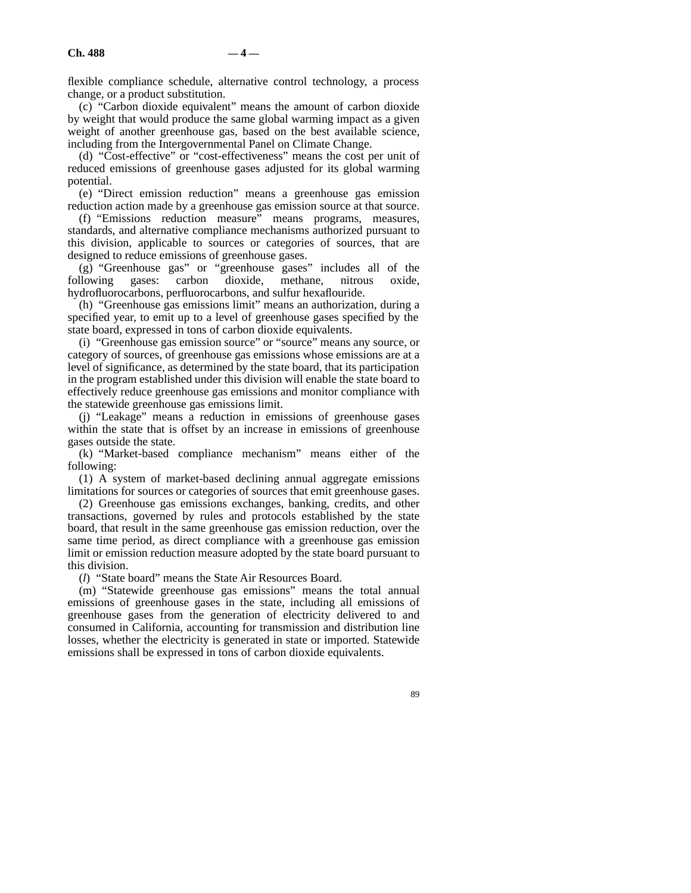flexible compliance schedule, alternative control technology, a process change, or a product substitution.

(c) "Carbon dioxide equivalent" means the amount of carbon dioxide by weight that would produce the same global warming impact as a given weight of another greenhouse gas, based on the best available science, including from the Intergovernmental Panel on Climate Change.

(d) "Cost-effective" or "cost-effectiveness" means the cost per unit of reduced emissions of greenhouse gases adjusted for its global warming potential.

(e) "Direct emission reduction" means a greenhouse gas emission reduction action made by a greenhouse gas emission source at that source.

(f) "Emissions reduction measure" means programs, measures, standards, and alternative compliance mechanisms authorized pursuant to this division, applicable to sources or categories of sources, that are designed to reduce emissions of greenhouse gases.

(g) "Greenhouse gas" or "greenhouse gases" includes all of the following gases: carbon dioxide, methane, nitrous oxide, hydrofluorocarbons, perfluorocarbons, and sulfur hexaflouride.

(h) "Greenhouse gas emissions limit" means an authorization, during a specified year, to emit up to a level of greenhouse gases specified by the state board, expressed in tons of carbon dioxide equivalents.

(i) "Greenhouse gas emission source" or "source" means any source, or category of sources, of greenhouse gas emissions whose emissions are at a level of significance, as determined by the state board, that its participation in the program established under this division will enable the state board to effectively reduce greenhouse gas emissions and monitor compliance with the statewide greenhouse gas emissions limit.

(j) "Leakage" means a reduction in emissions of greenhouse gases within the state that is offset by an increase in emissions of greenhouse gases outside the state.

(k) "Market-based compliance mechanism" means either of the following:

(1) A system of market-based declining annual aggregate emissions limitations for sources or categories of sources that emit greenhouse gases.

(2) Greenhouse gas emissions exchanges, banking, credits, and other transactions, governed by rules and protocols established by the state board, that result in the same greenhouse gas emission reduction, over the same time period, as direct compliance with a greenhouse gas emission limit or emission reduction measure adopted by the state board pursuant to this division.

(*l*) "State board" means the State Air Resources Board.

(m) "Statewide greenhouse gas emissions" means the total annual emissions of greenhouse gases in the state, including all emissions of greenhouse gases from the generation of electricity delivered to and consumed in California, accounting for transmission and distribution line losses, whether the electricity is generated in state or imported. Statewide emissions shall be expressed in tons of carbon dioxide equivalents.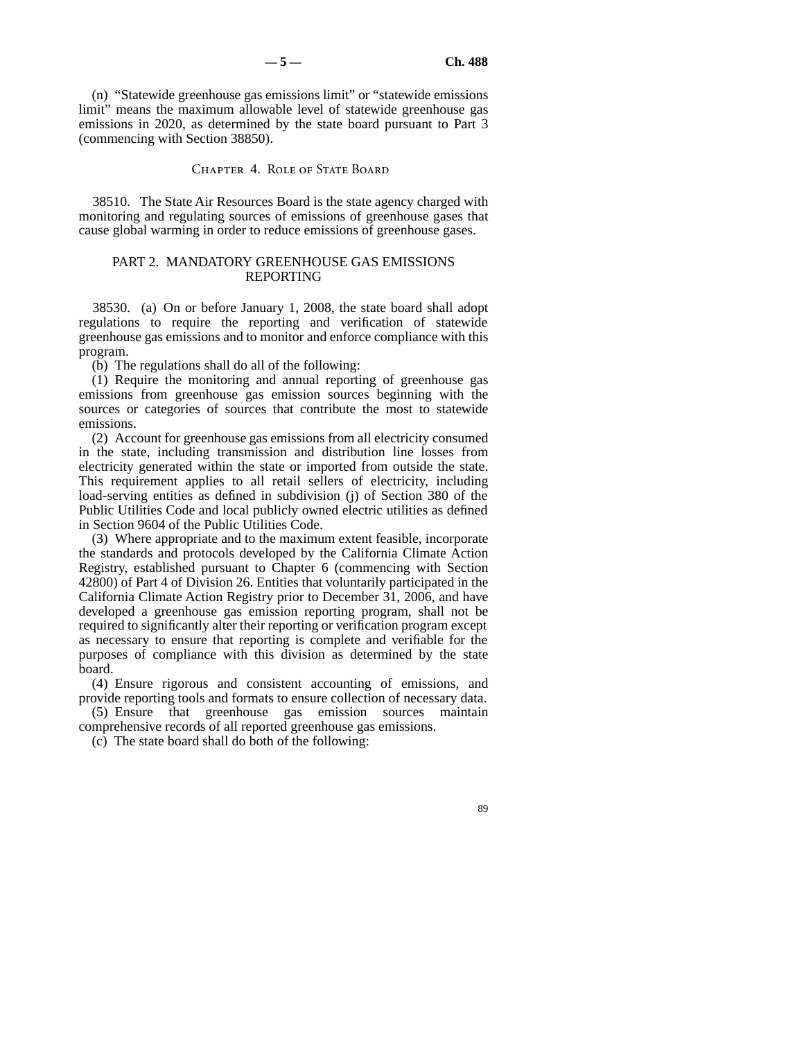(n) "Statewide greenhouse gas emissions limit" or "statewide emissions limit" means the maximum allowable level of statewide greenhouse gas emissions in 2020, as determined by the state board pursuant to Part 3 (commencing with Section 38850).

### Chapter 4. Role of State Board

38510. The State Air Resources Board is the state agency charged with monitoring and regulating sources of emissions of greenhouse gases that cause global warming in order to reduce emissions of greenhouse gases.

## PART 2. MANDATORY GREENHOUSE GAS EMISSIONS REPORTING

38530. (a) On or before January 1, 2008, the state board shall adopt regulations to require the reporting and verification of statewide greenhouse gas emissions and to monitor and enforce compliance with this program.

(b) The regulations shall do all of the following:

(1) Require the monitoring and annual reporting of greenhouse gas emissions from greenhouse gas emission sources beginning with the sources or categories of sources that contribute the most to statewide emissions.

(2) Account for greenhouse gas emissions from all electricity consumed in the state, including transmission and distribution line losses from electricity generated within the state or imported from outside the state. This requirement applies to all retail sellers of electricity, including load-serving entities as defined in subdivision (j) of Section 380 of the Public Utilities Code and local publicly owned electric utilities as defined in Section 9604 of the Public Utilities Code.

(3) Where appropriate and to the maximum extent feasible, incorporate the standards and protocols developed by the California Climate Action Registry, established pursuant to Chapter 6 (commencing with Section 42800) of Part 4 of Division 26. Entities that voluntarily participated in the California Climate Action Registry prior to December 31, 2006, and have developed a greenhouse gas emission reporting program, shall not be required to significantly alter their reporting or verification program except as necessary to ensure that reporting is complete and verifiable for the purposes of compliance with this division as determined by the state board.

(4) Ensure rigorous and consistent accounting of emissions, and provide reporting tools and formats to ensure collection of necessary data.

(5) Ensure that greenhouse gas emission sources maintain comprehensive records of all reported greenhouse gas emissions.

(c) The state board shall do both of the following: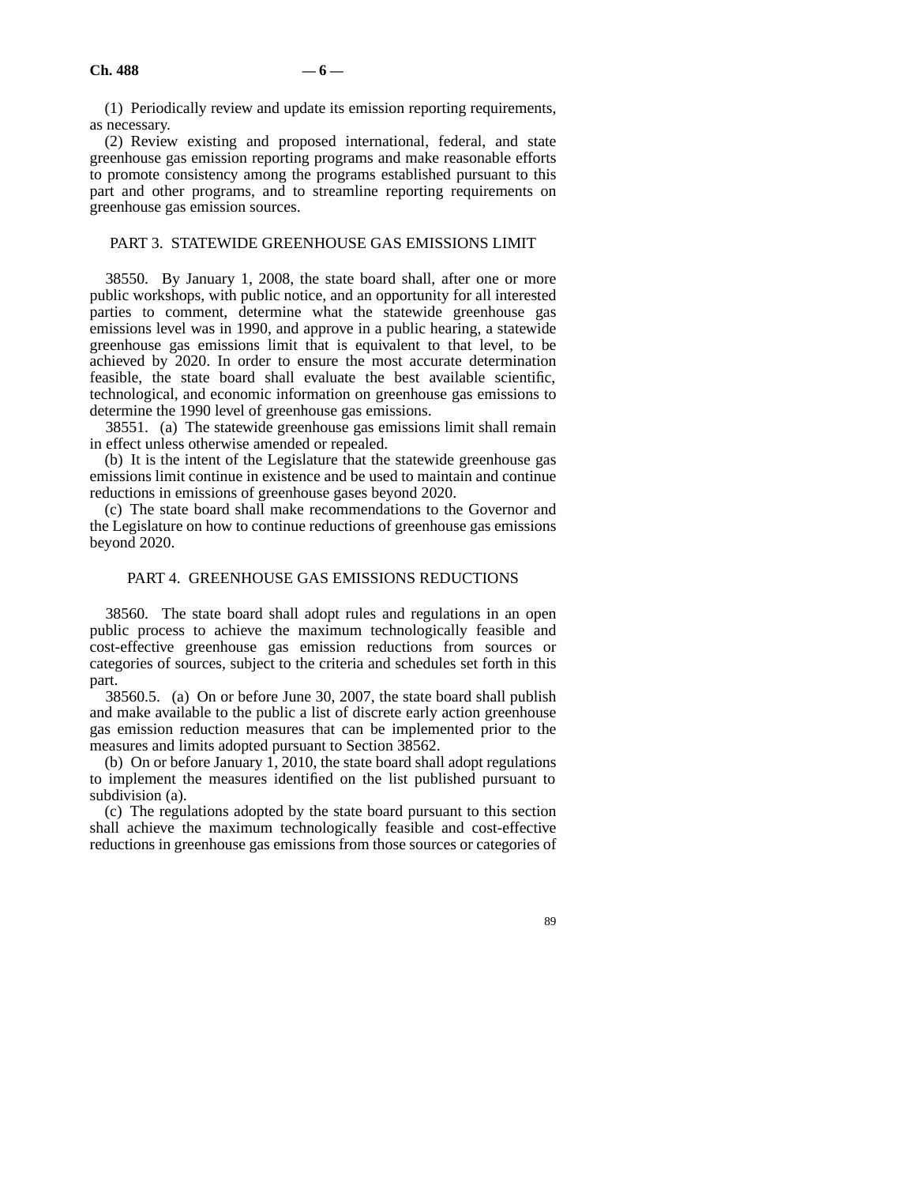(1) Periodically review and update its emission reporting requirements, as necessary.

(2) Review existing and proposed international, federal, and state greenhouse gas emission reporting programs and make reasonable efforts to promote consistency among the programs established pursuant to this part and other programs, and to streamline reporting requirements on greenhouse gas emission sources.

## PART 3. STATEWIDE GREENHOUSE GAS EMISSIONS LIMIT

38550. By January 1, 2008, the state board shall, after one or more public workshops, with public notice, and an opportunity for all interested parties to comment, determine what the statewide greenhouse gas emissions level was in 1990, and approve in a public hearing, a statewide greenhouse gas emissions limit that is equivalent to that level, to be achieved by 2020. In order to ensure the most accurate determination feasible, the state board shall evaluate the best available scientific, technological, and economic information on greenhouse gas emissions to determine the 1990 level of greenhouse gas emissions.

38551. (a) The statewide greenhouse gas emissions limit shall remain in effect unless otherwise amended or repealed.

(b) It is the intent of the Legislature that the statewide greenhouse gas emissions limit continue in existence and be used to maintain and continue reductions in emissions of greenhouse gases beyond 2020.

(c) The state board shall make recommendations to the Governor and the Legislature on how to continue reductions of greenhouse gas emissions beyond 2020.

## PART 4. GREENHOUSE GAS EMISSIONS REDUCTIONS

38560. The state board shall adopt rules and regulations in an open public process to achieve the maximum technologically feasible and cost-effective greenhouse gas emission reductions from sources or categories of sources, subject to the criteria and schedules set forth in this part.

38560.5. (a) On or before June 30, 2007, the state board shall publish and make available to the public a list of discrete early action greenhouse gas emission reduction measures that can be implemented prior to the measures and limits adopted pursuant to Section 38562.

(b) On or before January 1, 2010, the state board shall adopt regulations to implement the measures identified on the list published pursuant to subdivision (a).

(c) The regulations adopted by the state board pursuant to this section shall achieve the maximum technologically feasible and cost-effective reductions in greenhouse gas emissions from those sources or categories of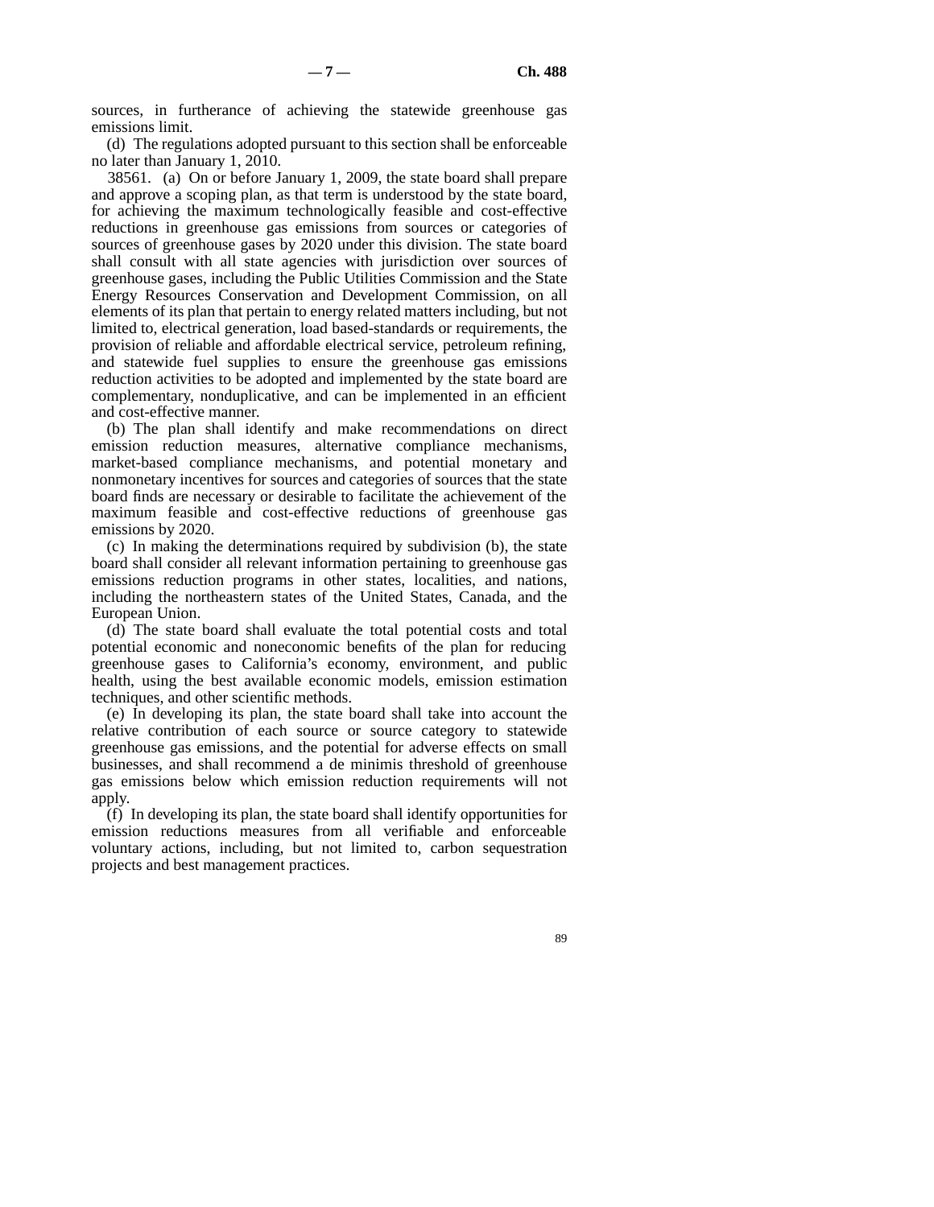sources, in furtherance of achieving the statewide greenhouse gas emissions limit.

(d) The regulations adopted pursuant to this section shall be enforceable no later than January 1, 2010.

38561. (a) On or before January 1, 2009, the state board shall prepare and approve a scoping plan, as that term is understood by the state board, for achieving the maximum technologically feasible and cost-effective reductions in greenhouse gas emissions from sources or categories of sources of greenhouse gases by 2020 under this division. The state board shall consult with all state agencies with jurisdiction over sources of greenhouse gases, including the Public Utilities Commission and the State Energy Resources Conservation and Development Commission, on all elements of its plan that pertain to energy related matters including, but not limited to, electrical generation, load based-standards or requirements, the provision of reliable and affordable electrical service, petroleum refining, and statewide fuel supplies to ensure the greenhouse gas emissions reduction activities to be adopted and implemented by the state board are complementary, nonduplicative, and can be implemented in an efficient and cost-effective manner.

(b) The plan shall identify and make recommendations on direct emission reduction measures, alternative compliance mechanisms, market-based compliance mechanisms, and potential monetary and nonmonetary incentives for sources and categories of sources that the state board finds are necessary or desirable to facilitate the achievement of the maximum feasible and cost-effective reductions of greenhouse gas emissions by 2020.

(c) In making the determinations required by subdivision (b), the state board shall consider all relevant information pertaining to greenhouse gas emissions reduction programs in other states, localities, and nations, including the northeastern states of the United States, Canada, and the European Union.

(d) The state board shall evaluate the total potential costs and total potential economic and noneconomic benefits of the plan for reducing greenhouse gases to California's economy, environment, and public health, using the best available economic models, emission estimation techniques, and other scientific methods.

(e) In developing its plan, the state board shall take into account the relative contribution of each source or source category to statewide greenhouse gas emissions, and the potential for adverse effects on small businesses, and shall recommend a de minimis threshold of greenhouse gas emissions below which emission reduction requirements will not apply.

(f) In developing its plan, the state board shall identify opportunities for emission reductions measures from all verifiable and enforceable voluntary actions, including, but not limited to, carbon sequestration projects and best management practices.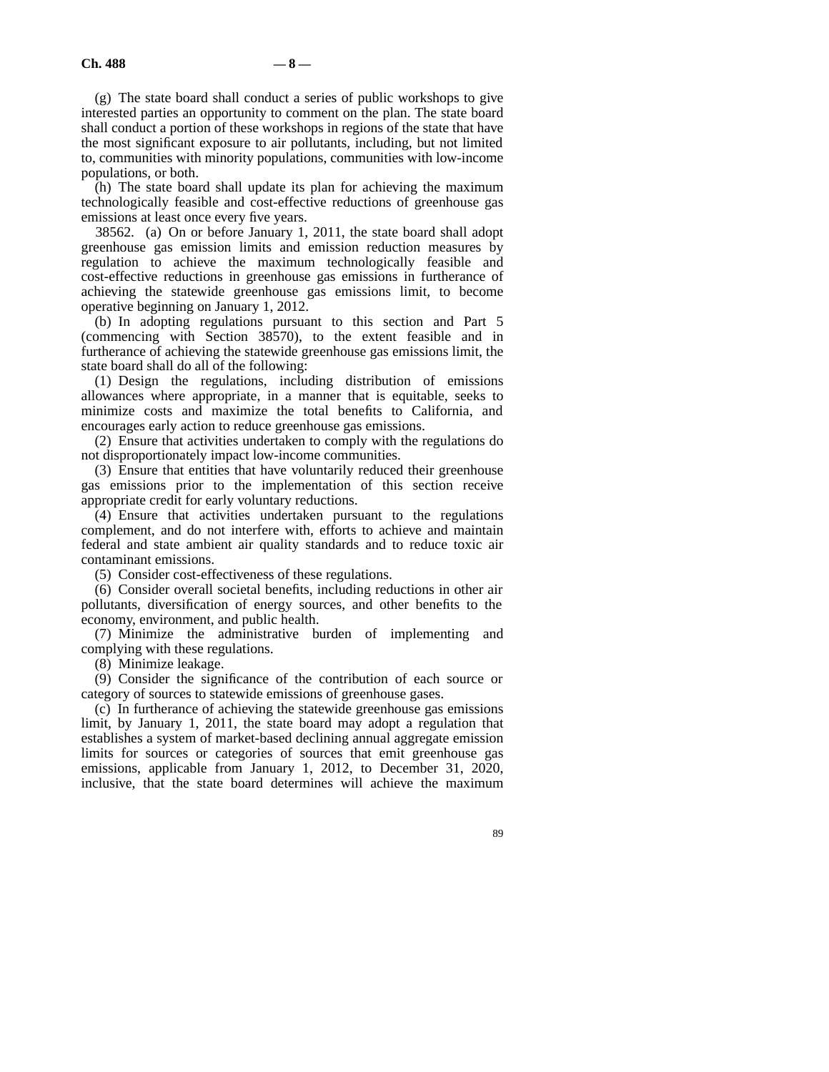(g) The state board shall conduct a series of public workshops to give interested parties an opportunity to comment on the plan. The state board shall conduct a portion of these workshops in regions of the state that have the most significant exposure to air pollutants, including, but not limited to, communities with minority populations, communities with low-income populations, or both.

(h) The state board shall update its plan for achieving the maximum technologically feasible and cost-effective reductions of greenhouse gas emissions at least once every five years.

38562. (a) On or before January 1, 2011, the state board shall adopt greenhouse gas emission limits and emission reduction measures by regulation to achieve the maximum technologically feasible and cost-effective reductions in greenhouse gas emissions in furtherance of achieving the statewide greenhouse gas emissions limit, to become operative beginning on January 1, 2012.

(b) In adopting regulations pursuant to this section and Part 5 (commencing with Section 38570), to the extent feasible and in furtherance of achieving the statewide greenhouse gas emissions limit, the state board shall do all of the following:

(1) Design the regulations, including distribution of emissions allowances where appropriate, in a manner that is equitable, seeks to minimize costs and maximize the total benefits to California, and encourages early action to reduce greenhouse gas emissions.

(2) Ensure that activities undertaken to comply with the regulations do not disproportionately impact low-income communities.

(3) Ensure that entities that have voluntarily reduced their greenhouse gas emissions prior to the implementation of this section receive appropriate credit for early voluntary reductions.

(4) Ensure that activities undertaken pursuant to the regulations complement, and do not interfere with, efforts to achieve and maintain federal and state ambient air quality standards and to reduce toxic air contaminant emissions.

(5) Consider cost-effectiveness of these regulations.

(6) Consider overall societal benefits, including reductions in other air pollutants, diversification of energy sources, and other benefits to the economy, environment, and public health.

(7) Minimize the administrative burden of implementing and complying with these regulations.

(8) Minimize leakage.

(9) Consider the significance of the contribution of each source or category of sources to statewide emissions of greenhouse gases.

(c) In furtherance of achieving the statewide greenhouse gas emissions limit, by January 1, 2011, the state board may adopt a regulation that establishes a system of market-based declining annual aggregate emission limits for sources or categories of sources that emit greenhouse gas emissions, applicable from January 1, 2012, to December 31, 2020, inclusive, that the state board determines will achieve the maximum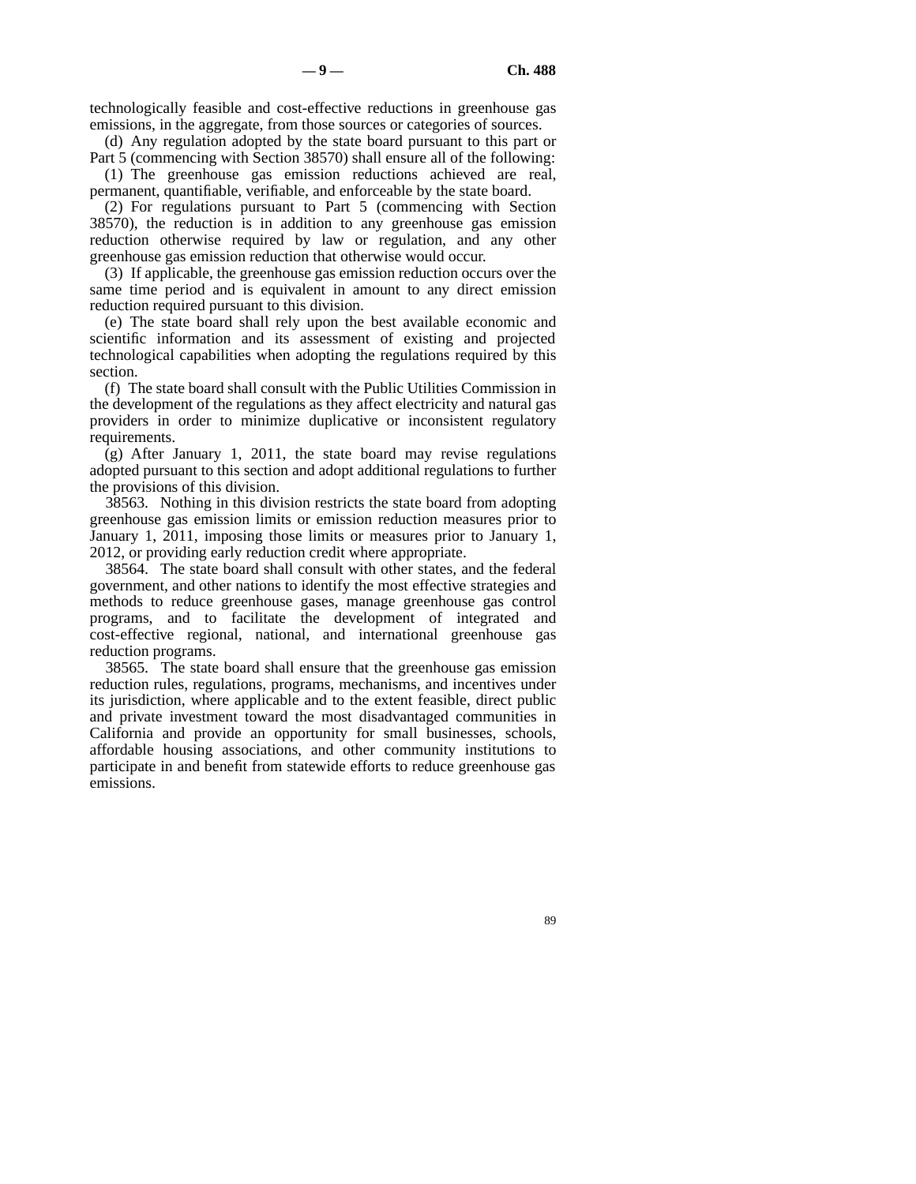technologically feasible and cost-effective reductions in greenhouse gas emissions, in the aggregate, from those sources or categories of sources.

(d) Any regulation adopted by the state board pursuant to this part or Part 5 (commencing with Section 38570) shall ensure all of the following:

(1) The greenhouse gas emission reductions achieved are real, permanent, quantifiable, verifiable, and enforceable by the state board.

(2) For regulations pursuant to Part 5 (commencing with Section 38570), the reduction is in addition to any greenhouse gas emission reduction otherwise required by law or regulation, and any other greenhouse gas emission reduction that otherwise would occur.

(3) If applicable, the greenhouse gas emission reduction occurs over the same time period and is equivalent in amount to any direct emission reduction required pursuant to this division.

(e) The state board shall rely upon the best available economic and scientific information and its assessment of existing and projected technological capabilities when adopting the regulations required by this section.

(f) The state board shall consult with the Public Utilities Commission in the development of the regulations as they affect electricity and natural gas providers in order to minimize duplicative or inconsistent regulatory requirements.

(g) After January 1, 2011, the state board may revise regulations adopted pursuant to this section and adopt additional regulations to further the provisions of this division.

38563. Nothing in this division restricts the state board from adopting greenhouse gas emission limits or emission reduction measures prior to January 1, 2011, imposing those limits or measures prior to January 1, 2012, or providing early reduction credit where appropriate.

38564. The state board shall consult with other states, and the federal government, and other nations to identify the most effective strategies and methods to reduce greenhouse gases, manage greenhouse gas control programs, and to facilitate the development of integrated and cost-effective regional, national, and international greenhouse gas reduction programs.

38565. The state board shall ensure that the greenhouse gas emission reduction rules, regulations, programs, mechanisms, and incentives under its jurisdiction, where applicable and to the extent feasible, direct public and private investment toward the most disadvantaged communities in California and provide an opportunity for small businesses, schools, affordable housing associations, and other community institutions to participate in and benefit from statewide efforts to reduce greenhouse gas emissions.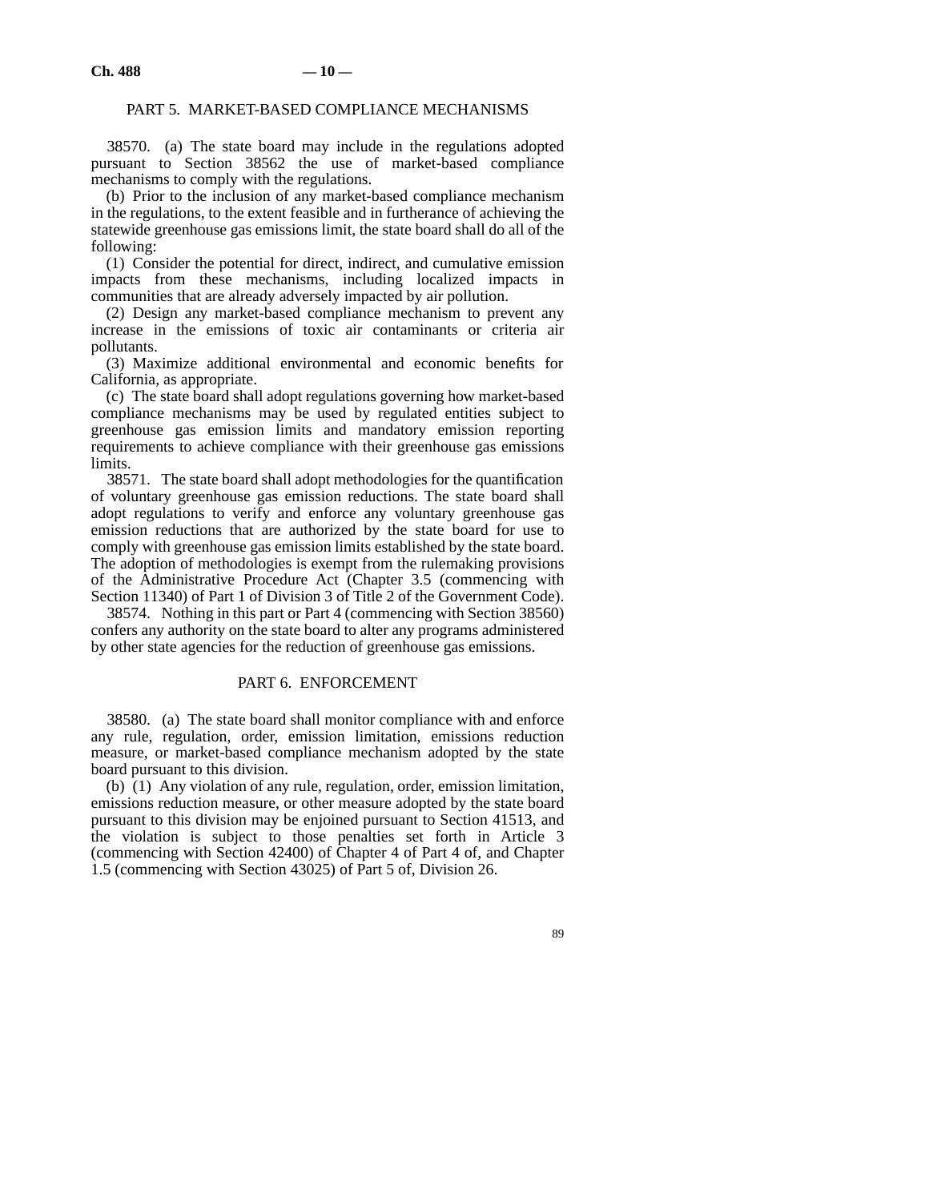## PART 5. MARKET-BASED COMPLIANCE MECHANISMS

38570. (a) The state board may include in the regulations adopted pursuant to Section 38562 the use of market-based compliance mechanisms to comply with the regulations.

(b) Prior to the inclusion of any market-based compliance mechanism in the regulations, to the extent feasible and in furtherance of achieving the statewide greenhouse gas emissions limit, the state board shall do all of the following:

(1) Consider the potential for direct, indirect, and cumulative emission impacts from these mechanisms, including localized impacts in communities that are already adversely impacted by air pollution.

(2) Design any market-based compliance mechanism to prevent any increase in the emissions of toxic air contaminants or criteria air pollutants.

(3) Maximize additional environmental and economic benefits for California, as appropriate.

(c) The state board shall adopt regulations governing how market-based compliance mechanisms may be used by regulated entities subject to greenhouse gas emission limits and mandatory emission reporting requirements to achieve compliance with their greenhouse gas emissions limits.

38571. The state board shall adopt methodologies for the quantification of voluntary greenhouse gas emission reductions. The state board shall adopt regulations to verify and enforce any voluntary greenhouse gas emission reductions that are authorized by the state board for use to comply with greenhouse gas emission limits established by the state board. The adoption of methodologies is exempt from the rulemaking provisions of the Administrative Procedure Act (Chapter 3.5 (commencing with Section 11340) of Part 1 of Division 3 of Title 2 of the Government Code).

38574. Nothing in this part or Part 4 (commencing with Section 38560) confers any authority on the state board to alter any programs administered by other state agencies for the reduction of greenhouse gas emissions.

## PART 6. ENFORCEMENT

38580. (a) The state board shall monitor compliance with and enforce any rule, regulation, order, emission limitation, emissions reduction measure, or market-based compliance mechanism adopted by the state board pursuant to this division.

(b) (1) Any violation of any rule, regulation, order, emission limitation, emissions reduction measure, or other measure adopted by the state board pursuant to this division may be enjoined pursuant to Section 41513, and the violation is subject to those penalties set forth in Article 3 (commencing with Section 42400) of Chapter 4 of Part 4 of, and Chapter 1.5 (commencing with Section 43025) of Part 5 of, Division 26.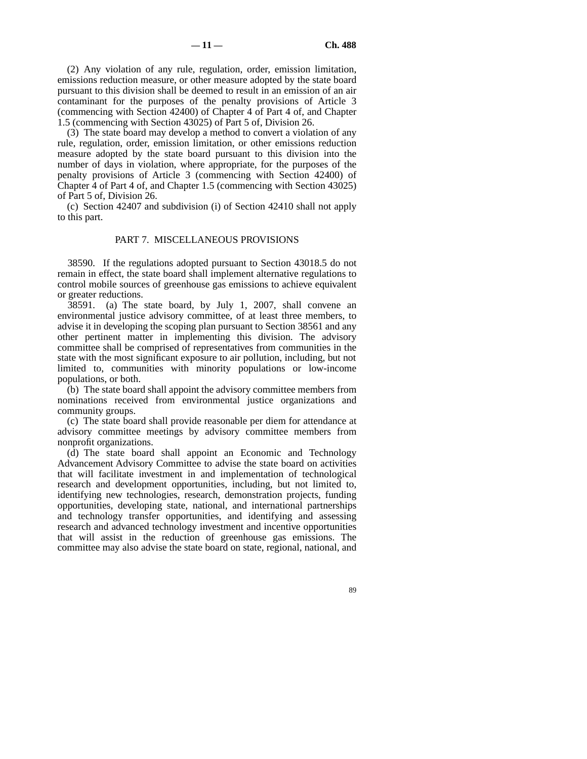(2) Any violation of any rule, regulation, order, emission limitation, emissions reduction measure, or other measure adopted by the state board pursuant to this division shall be deemed to result in an emission of an air contaminant for the purposes of the penalty provisions of Article 3 (commencing with Section 42400) of Chapter 4 of Part 4 of, and Chapter 1.5 (commencing with Section 43025) of Part 5 of, Division 26.

(3) The state board may develop a method to convert a violation of any rule, regulation, order, emission limitation, or other emissions reduction measure adopted by the state board pursuant to this division into the number of days in violation, where appropriate, for the purposes of the penalty provisions of Article 3 (commencing with Section 42400) of Chapter 4 of Part 4 of, and Chapter 1.5 (commencing with Section 43025) of Part 5 of, Division 26.

(c) Section 42407 and subdivision (i) of Section 42410 shall not apply to this part.

## PART 7. MISCELLANEOUS PROVISIONS

38590. If the regulations adopted pursuant to Section 43018.5 do not remain in effect, the state board shall implement alternative regulations to control mobile sources of greenhouse gas emissions to achieve equivalent or greater reductions.

38591. (a) The state board, by July 1, 2007, shall convene an environmental justice advisory committee, of at least three members, to advise it in developing the scoping plan pursuant to Section 38561 and any other pertinent matter in implementing this division. The advisory committee shall be comprised of representatives from communities in the state with the most significant exposure to air pollution, including, but not limited to, communities with minority populations or low-income populations, or both.

(b) The state board shall appoint the advisory committee members from nominations received from environmental justice organizations and community groups.

(c) The state board shall provide reasonable per diem for attendance at advisory committee meetings by advisory committee members from nonprofit organizations.

(d) The state board shall appoint an Economic and Technology Advancement Advisory Committee to advise the state board on activities that will facilitate investment in and implementation of technological research and development opportunities, including, but not limited to, identifying new technologies, research, demonstration projects, funding opportunities, developing state, national, and international partnerships and technology transfer opportunities, and identifying and assessing research and advanced technology investment and incentive opportunities that will assist in the reduction of greenhouse gas emissions. The committee may also advise the state board on state, regional, national, and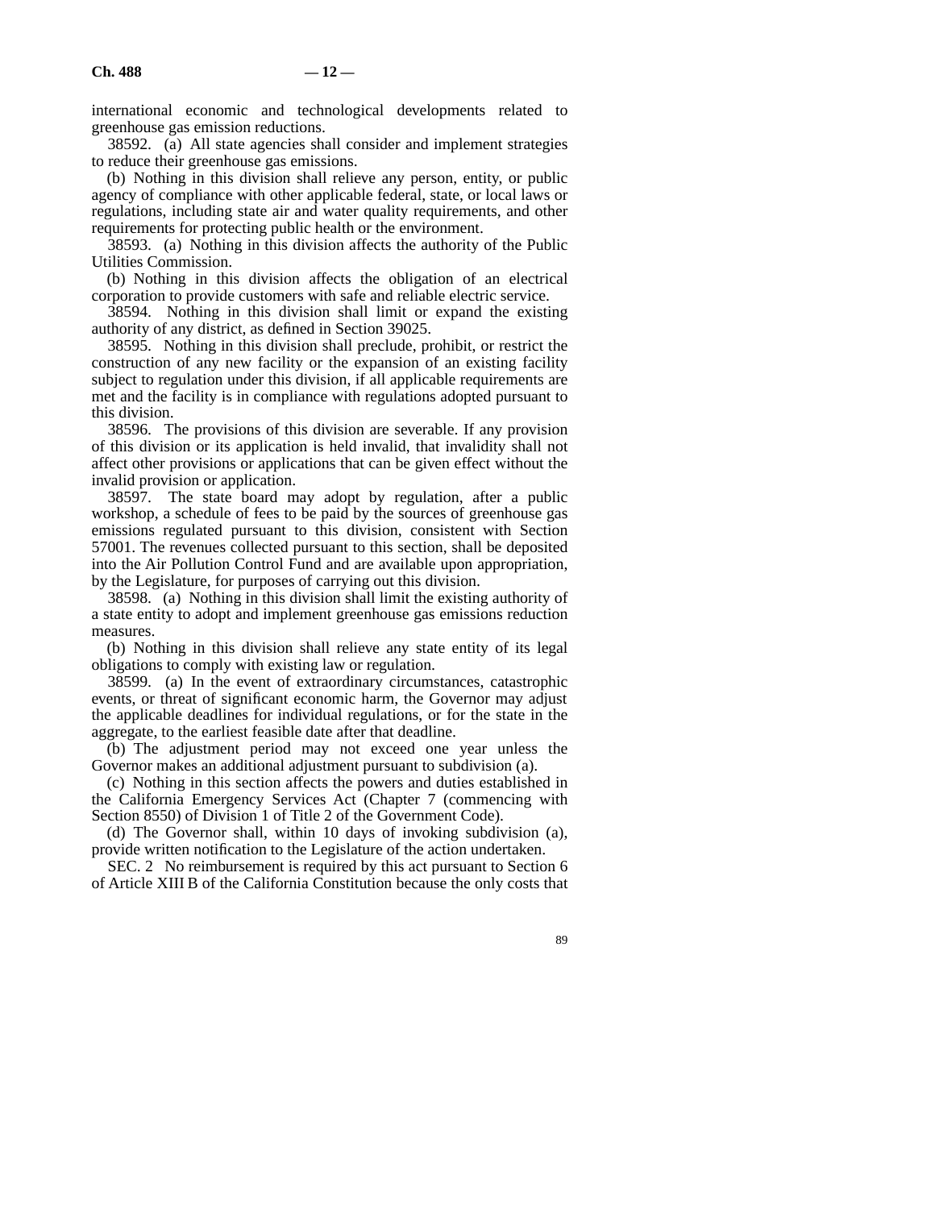international economic and technological developments related to greenhouse gas emission reductions.

38592. (a) All state agencies shall consider and implement strategies to reduce their greenhouse gas emissions.

(b) Nothing in this division shall relieve any person, entity, or public agency of compliance with other applicable federal, state, or local laws or regulations, including state air and water quality requirements, and other requirements for protecting public health or the environment.

38593. (a) Nothing in this division affects the authority of the Public Utilities Commission.

(b) Nothing in this division affects the obligation of an electrical corporation to provide customers with safe and reliable electric service.

38594. Nothing in this division shall limit or expand the existing authority of any district, as defined in Section 39025.

38595. Nothing in this division shall preclude, prohibit, or restrict the construction of any new facility or the expansion of an existing facility subject to regulation under this division, if all applicable requirements are met and the facility is in compliance with regulations adopted pursuant to this division.

38596. The provisions of this division are severable. If any provision of this division or its application is held invalid, that invalidity shall not affect other provisions or applications that can be given effect without the invalid provision or application.

38597. The state board may adopt by regulation, after a public workshop, a schedule of fees to be paid by the sources of greenhouse gas emissions regulated pursuant to this division, consistent with Section 57001. The revenues collected pursuant to this section, shall be deposited into the Air Pollution Control Fund and are available upon appropriation, by the Legislature, for purposes of carrying out this division.

38598. (a) Nothing in this division shall limit the existing authority of a state entity to adopt and implement greenhouse gas emissions reduction measures.

(b) Nothing in this division shall relieve any state entity of its legal obligations to comply with existing law or regulation.

38599. (a) In the event of extraordinary circumstances, catastrophic events, or threat of significant economic harm, the Governor may adjust the applicable deadlines for individual regulations, or for the state in the aggregate, to the earliest feasible date after that deadline.

(b) The adjustment period may not exceed one year unless the Governor makes an additional adjustment pursuant to subdivision (a).

(c) Nothing in this section affects the powers and duties established in the California Emergency Services Act (Chapter 7 (commencing with Section 8550) of Division 1 of Title 2 of the Government Code).

(d) The Governor shall, within 10 days of invoking subdivision (a), provide written notification to the Legislature of the action undertaken.

SEC. 2 No reimbursement is required by this act pursuant to Section 6 of Article XIII B of the California Constitution because the only costs that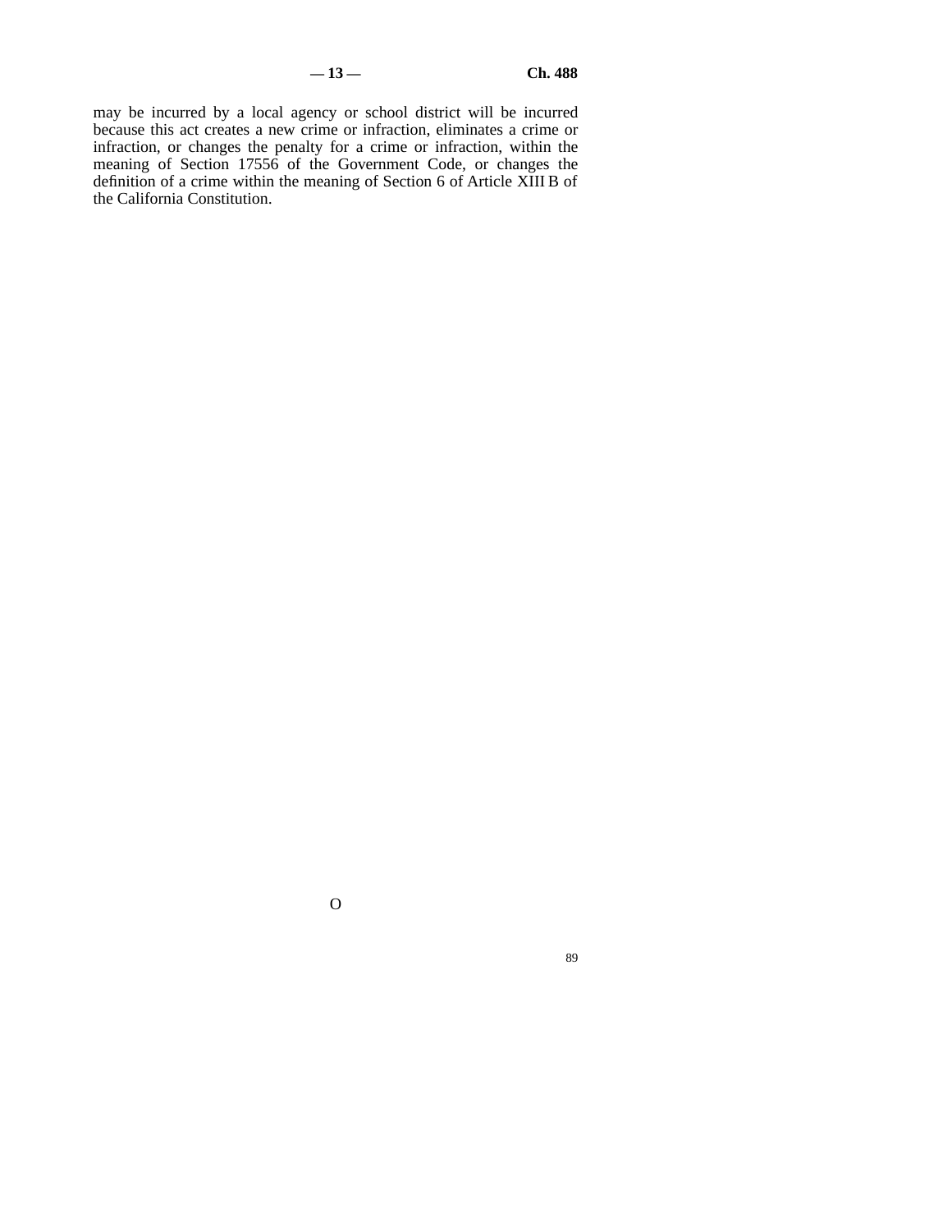may be incurred by a local agency or school district will be incurred because this act creates a new crime or infraction, eliminates a crime or infraction, or changes the penalty for a crime or infraction, within the meaning of Section 17556 of the Government Code, or changes the definition of a crime within the meaning of Section 6 of Article XIII B of the California Constitution.

O